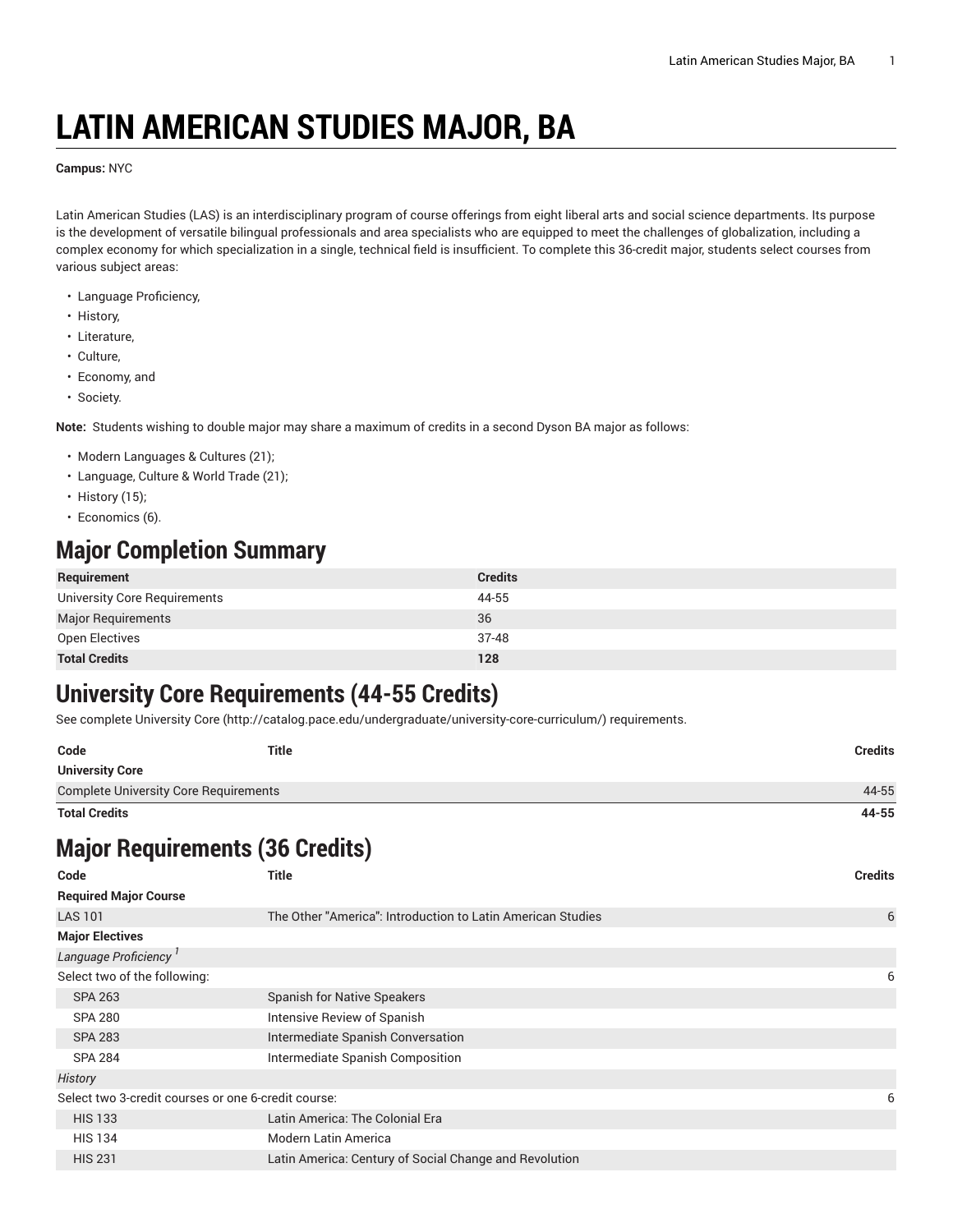# LATIN AMERICAN STUDIES MAJOR, BA

**Campus:** NYC

Latin American Studies (LAS) is an interdisciplinary program of course offerings from eight liberal arts and social science departments. Its purpose is the development of versatile bilingual professionals and area specialists who are equipped to meet the challenges of globalization, including a complex economy for which specialization in a single, technical field is insufficient. To complete this 36-credit major, students select courses from various subject areas:

- Language Proficiency,
- History,
- Literature,
- Culture,
- Economy, and
- Society.

**Note:** Students wishing to double major may share a maximum of credits in a second Dyson BA major as follows:

- Modern Languages & Cultures (21);
- Language, Culture & World Trade (21);
- History (15);
- Economics (6).

## Major Completion Summary

| Requirement | Credits |
|---|---|
| University Core Requirements | 44-55 |
| Major Requirements | 36 |
| Open Electives | 37-48 |
| **Total Credits** | **128** |

## University Core Requirements (44-55 Credits)

See complete University Core (http://catalog.pace.edu/undergraduate/university-core-curriculum/) requirements.

| Code | Title | Credits |
|---|---|---|
| **University Core** | | |
| Complete University Core Requirements | | 44-55 |
| **Total Credits** | | **44-55** |

## Major Requirements (36 Credits)

| Code | Title | Credits |
|---|---|---|
| **Required Major Course** | | |
| LAS 101 | The Other "America": Introduction to Latin American Studies | 6 |
| **Major Electives** | | |
| *Language Proficiency* [1] | | |
| Select two of the following: | | 6 |
| SPA 263 | Spanish for Native Speakers | |
| SPA 280 | Intensive Review of Spanish | |
| SPA 283 | Intermediate Spanish Conversation | |
| SPA 284 | Intermediate Spanish Composition | |
| *History* | | |
| Select two 3-credit courses or one 6-credit course: | | 6 |
| HIS 133 | Latin America: The Colonial Era | |
| HIS 134 | Modern Latin America | |
| HIS 231 | Latin America: Century of Social Change and Revolution | |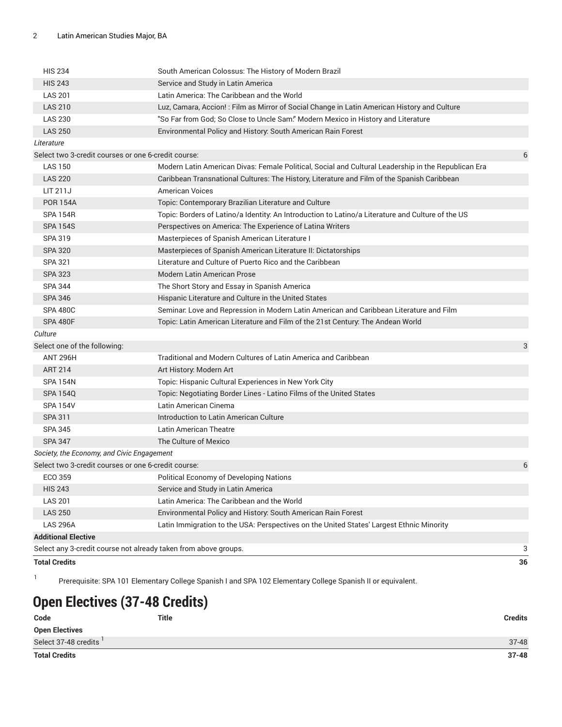| | | |
|---|---|---|
| HIS 234 | South American Colossus: The History of Modern Brazil | |
| HIS 243 | Service and Study in Latin America | |
| LAS 201 | Latin America: The Caribbean and the World | |
| LAS 210 | Luz, Camara, Accion! : Film as Mirror of Social Change in Latin American History and Culture | |
| LAS 230 | "So Far from God; So Close to Uncle Sam:" Modern Mexico in History and Literature | |
| LAS 250 | Environmental Policy and History: South American Rain Forest | |
| *Literature* | | |
| Select two 3-credit courses or one 6-credit course: | | 6 |
| LAS 150 | Modern Latin American Divas: Female Political, Social and Cultural Leadership in the Republican Era | |
| LAS 220 | Caribbean Transnational Cultures: The History, Literature and Film of the Spanish Caribbean | |
| LIT 211J | American Voices | |
| POR 154A | Topic: Contemporary Brazilian Literature and Culture | |
| SPA 154R | Topic: Borders of Latino/a Identity: An Introduction to Latino/a Literature and Culture of the US | |
| SPA 154S | Perspectives on America: The Experience of Latina Writers | |
| SPA 319 | Masterpieces of Spanish American Literature I | |
| SPA 320 | Masterpieces of Spanish American Literature II: Dictatorships | |
| SPA 321 | Literature and Culture of Puerto Rico and the Caribbean | |
| SPA 323 | Modern Latin American Prose | |
| SPA 344 | The Short Story and Essay in Spanish America | |
| SPA 346 | Hispanic Literature and Culture in the United States | |
| SPA 480C | Seminar: Love and Repression in Modern Latin American and Caribbean Literature and Film | |
| SPA 480F | Topic: Latin American Literature and Film of the 21st Century: The Andean World | |
| *Culture* | | |
| Select one of the following: | | 3 |
| ANT 296H | Traditional and Modern Cultures of Latin America and Caribbean | |
| ART 214 | Art History: Modern Art | |
| SPA 154N | Topic: Hispanic Cultural Experiences in New York City | |
| SPA 154Q | Topic: Negotiating Border Lines - Latino Films of the United States | |
| SPA 154V | Latin American Cinema | |
| SPA 311 | Introduction to Latin American Culture | |
| SPA 345 | Latin American Theatre | |
| SPA 347 | The Culture of Mexico | |
| *Society, the Economy, and Civic Engagement* | | |
| Select two 3-credit courses or one 6-credit course: | | 6 |
| ECO 359 | Political Economy of Developing Nations | |
| HIS 243 | Service and Study in Latin America | |
| LAS 201 | Latin America: The Caribbean and the World | |
| LAS 250 | Environmental Policy and History: South American Rain Forest | |
| LAS 296A | Latin Immigration to the USA: Perspectives on the United States' Largest Ethnic Minority | |
| **Additional Elective** | | |
| Select any 3-credit course not already taken from above groups. | | 3 |
| **Total Credits** | | **36** |

[1] Prerequisite: SPA 101 Elementary College Spanish I and SPA 102 Elementary College Spanish II or equivalent.

## Open Electives (37-48 Credits)

| Code | Title | Credits |
|---|---|---|
| **Open Electives** | | |
| Select 37-48 credits [1] | | 37-48 |
| **Total Credits** | | **37-48** |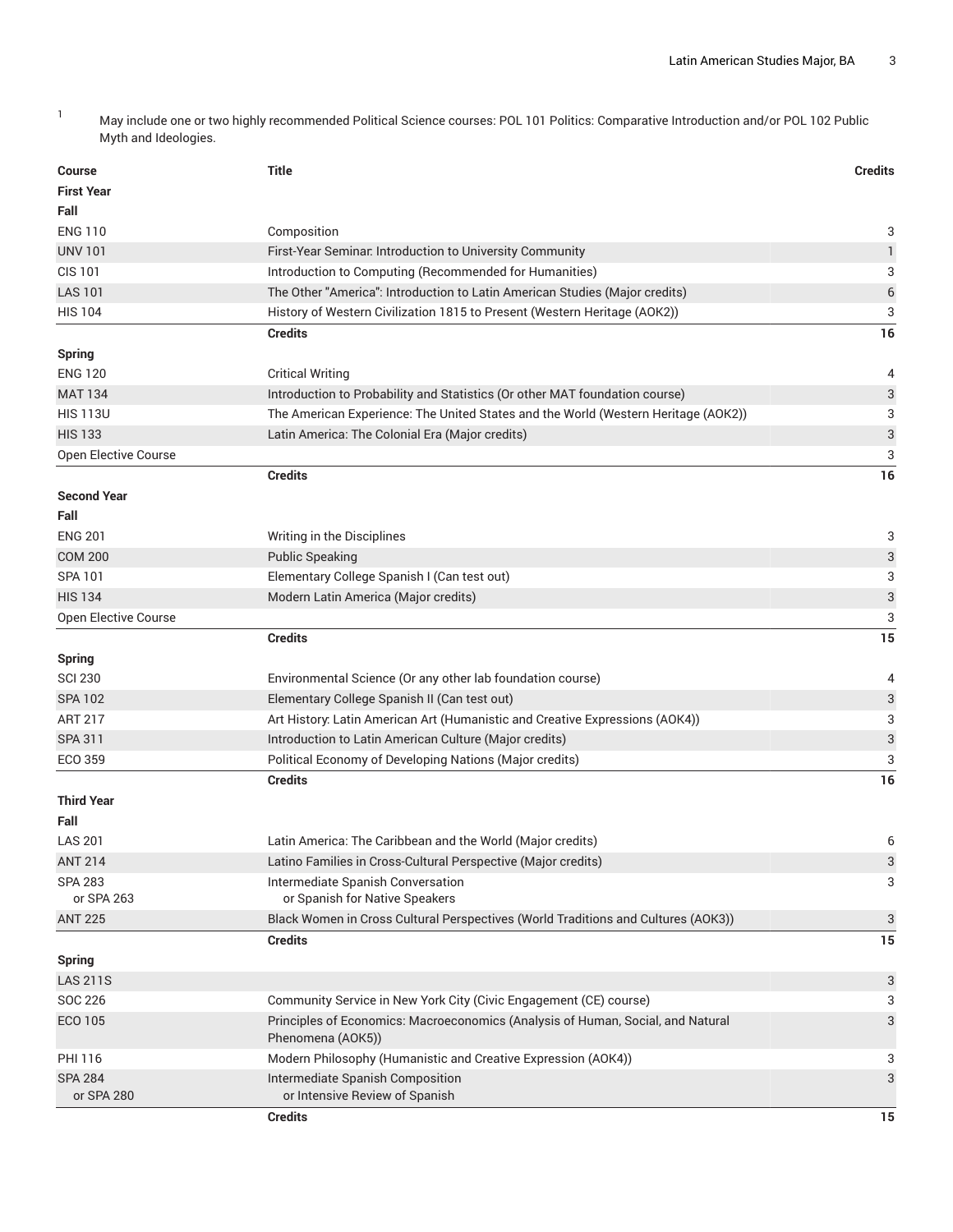[1] May include one or two highly recommended Political Science courses: POL 101 Politics: Comparative Introduction and/or POL 102 Public Myth and Ideologies.

| Course | Title | Credits |
|---|---|---|
| **First Year** | | |
| **Fall** | | |
| ENG 110 | Composition | 3 |
| UNV 101 | First-Year Seminar: Introduction to University Community | 1 |
| CIS 101 | Introduction to Computing (Recommended for Humanities) | 3 |
| LAS 101 | The Other "America": Introduction to Latin American Studies (Major credits) | 6 |
| HIS 104 | History of Western Civilization 1815 to Present (Western Heritage (AOK2)) | 3 |
| | **Credits** | **16** |
| **Spring** | | |
| ENG 120 | Critical Writing | 4 |
| MAT 134 | Introduction to Probability and Statistics (Or other MAT foundation course) | 3 |
| HIS 113U | The American Experience: The United States and the World (Western Heritage (AOK2)) | 3 |
| HIS 133 | Latin America: The Colonial Era (Major credits) | 3 |
| Open Elective Course | | 3 |
| | **Credits** | **16** |
| **Second Year** | | |
| **Fall** | | |
| ENG 201 | Writing in the Disciplines | 3 |
| COM 200 | Public Speaking | 3 |
| SPA 101 | Elementary College Spanish I (Can test out) | 3 |
| HIS 134 | Modern Latin America (Major credits) | 3 |
| Open Elective Course | | 3 |
| | **Credits** | **15** |
| **Spring** | | |
| SCI 230 | Environmental Science (Or any other lab foundation course) | 4 |
| SPA 102 | Elementary College Spanish II (Can test out) | 3 |
| ART 217 | Art History: Latin American Art (Humanistic and Creative Expressions (AOK4)) | 3 |
| SPA 311 | Introduction to Latin American Culture (Major credits) | 3 |
| ECO 359 | Political Economy of Developing Nations (Major credits) | 3 |
| | **Credits** | **16** |
| **Third Year** | | |
| **Fall** | | |
| LAS 201 | Latin America: The Caribbean and the World (Major credits) | 6 |
| ANT 214 | Latino Families in Cross-Cultural Perspective (Major credits) | 3 |
| SPA 283<br>or SPA 263 | Intermediate Spanish Conversation<br>or Spanish for Native Speakers | 3 |
| ANT 225 | Black Women in Cross Cultural Perspectives (World Traditions and Cultures (AOK3)) | 3 |
| | **Credits** | **15** |
| **Spring** | | |
| LAS 211S | | 3 |
| SOC 226 | Community Service in New York City (Civic Engagement (CE) course) | 3 |
| ECO 105 | Principles of Economics: Macroeconomics (Analysis of Human, Social, and Natural Phenomena (AOK5)) | 3 |
| PHI 116 | Modern Philosophy (Humanistic and Creative Expression (AOK4)) | 3 |
| SPA 284<br>or SPA 280 | Intermediate Spanish Composition<br>or Intensive Review of Spanish | 3 |
| | **Credits** | **15** |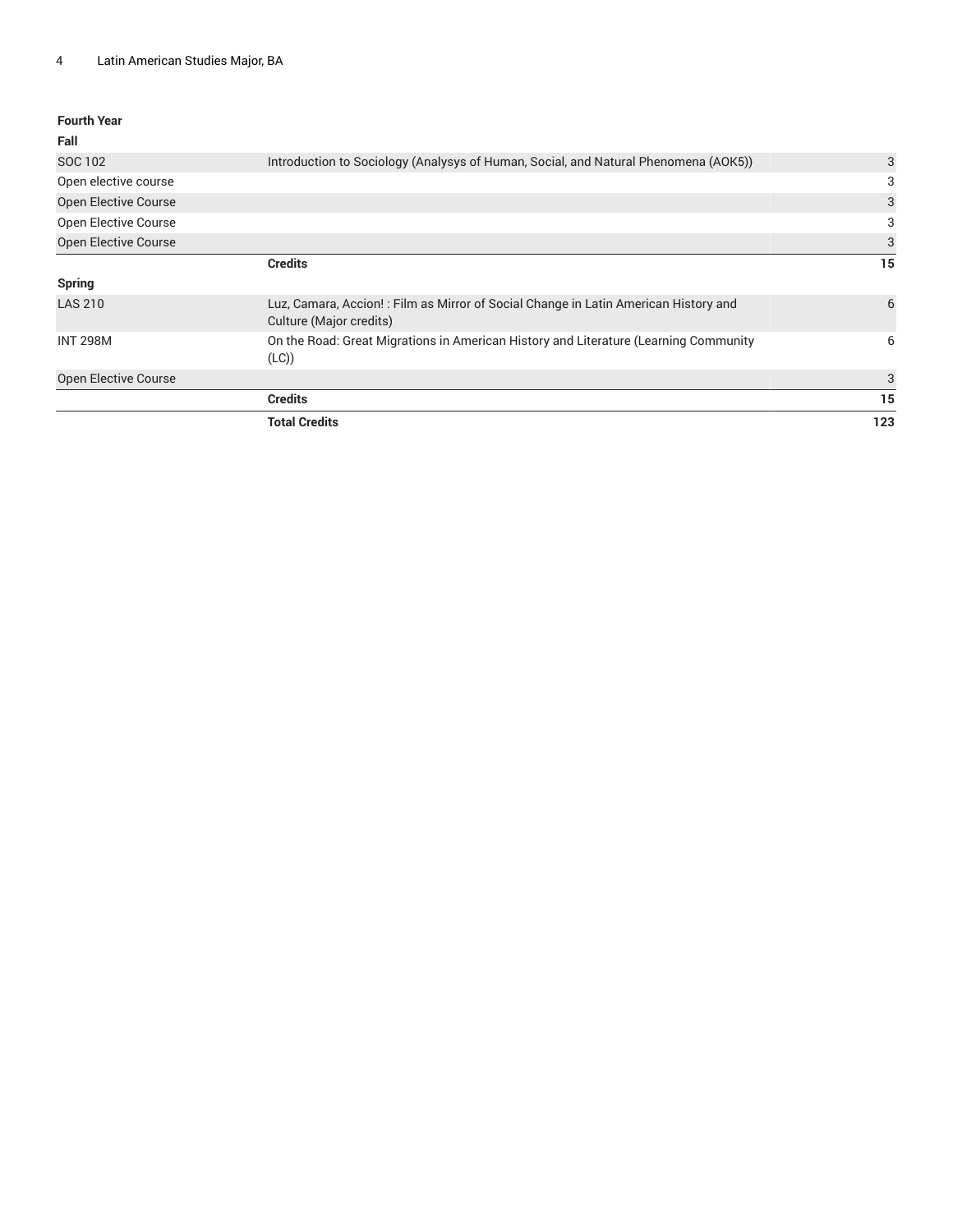| | | |
|---|---|---|
| **Fourth Year** | | |
| **Fall** | | |
| SOC 102 | Introduction to Sociology (Analysys of Human, Social, and Natural Phenomena (AOK5)) | 3 |
| Open elective course | | 3 |
| Open Elective Course | | 3 |
| Open Elective Course | | 3 |
| Open Elective Course | | 3 |
| | **Credits** | **15** |
| **Spring** | | |
| LAS 210 | Luz, Camara, Accion! : Film as Mirror of Social Change in Latin American History and Culture (Major credits) | 6 |
| INT 298M | On the Road: Great Migrations in American History and Literature (Learning Community (LC)) | 6 |
| Open Elective Course | | 3 |
| | **Credits** | **15** |
| | **Total Credits** | **123** |